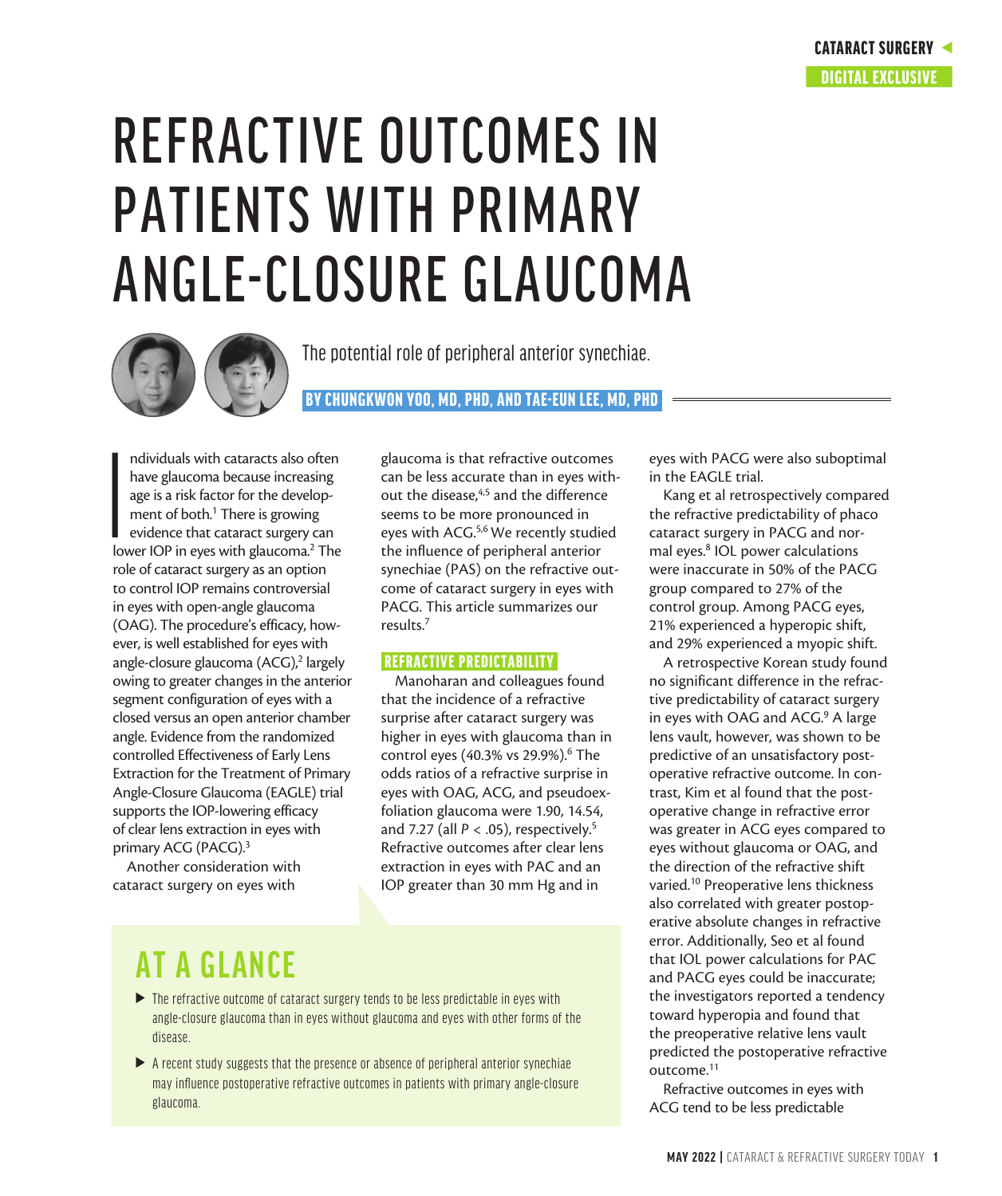# REFRACTIVE OUTCOMES IN PATIENTS WITH PRIMARY ANGLE-CLOSURE GLAUCOMA

The potential role of peripheral anterior synechiae.

**BY CHUNGKWON YOO, MD, PHD, AND TAE-EUN LEE, MD, PHD**

Individuals with cataracts also often have glaucoma because increasing age is a risk factor for the development of both.[1] There is growing evidence that cataract surgery can lower IOP in eyes with glaucoma.[2] The role of cataract surgery as an option to control IOP remains controversial in eyes with open-angle glaucoma (OAG). The procedure's efficacy, however, is well established for eyes with angle-closure glaucoma (ACG),[2] largely owing to greater changes in the anterior segment configuration of eyes with a closed versus an open anterior chamber angle. Evidence from the randomized controlled Effectiveness of Early Lens Extraction for the Treatment of Primary Angle-Closure Glaucoma (EAGLE) trial supports the IOP-lowering efficacy of clear lens extraction in eyes with primary ACG (PACG).[3]

Another consideration with cataract surgery on eyes with glaucoma is that refractive outcomes can be less accurate than in eyes without the disease,[4,5] and the difference seems to be more pronounced in eyes with ACG.[5,6] We recently studied the influence of peripheral anterior synechiae (PAS) on the refractive outcome of cataract surgery in eyes with PACG. This article summarizes our results.[7]

## REFRACTIVE PREDICTABILITY

Manoharan and colleagues found that the incidence of a refractive surprise after cataract surgery was higher in eyes with glaucoma than in control eyes (40.3% vs 29.9%).[6] The odds ratios of a refractive surprise in eyes with OAG, ACG, and pseudoexfoliation glaucoma were 1.90, 14.54, and 7.27 (all $P < .05$), respectively.[5] Refractive outcomes after clear lens extraction in eyes with PAC and an IOP greater than 30 mm Hg and in eyes with PACG were also suboptimal in the EAGLE trial.

Kang et al retrospectively compared the refractive predictability of phaco cataract surgery in PACG and normal eyes.[8] IOL power calculations were inaccurate in 50% of the PACG group compared to 27% of the control group. Among PACG eyes, 21% experienced a hyperopic shift, and 29% experienced a myopic shift.

A retrospective Korean study found no significant difference in the refractive predictability of cataract surgery in eyes with OAG and ACG.[9] A large lens vault, however, was shown to be predictive of an unsatisfactory postoperative refractive outcome. In contrast, Kim et al found that the postoperative change in refractive error was greater in ACG eyes compared to eyes without glaucoma or OAG, and the direction of the refractive shift varied.[10] Preoperative lens thickness also correlated with greater postoperative absolute changes in refractive error. Additionally, Seo et al found that IOL power calculations for PAC and PACG eyes could be inaccurate; the investigators reported a tendency toward hyperopia and found that the preoperative relative lens vault predicted the postoperative refractive outcome.[11]

Refractive outcomes in eyes with ACG tend to be less predictable

## AT A GLANCE

- The refractive outcome of cataract surgery tends to be less predictable in eyes with angle-closure glaucoma than in eyes without glaucoma and eyes with other forms of the disease.
- A recent study suggests that the presence or absence of peripheral anterior synechiae may influence postoperative refractive outcomes in patients with primary angle-closure glaucoma.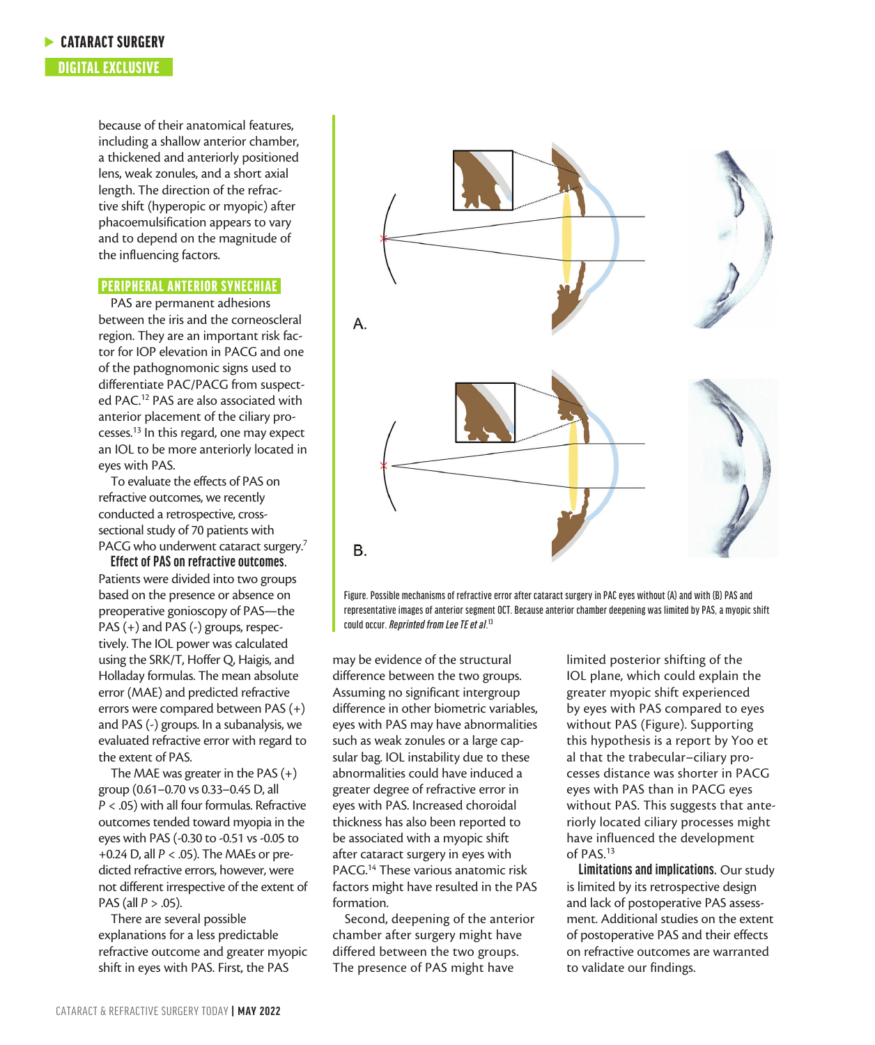because of their anatomical features, including a shallow anterior chamber, a thickened and anteriorly positioned lens, weak zonules, and a short axial length. The direction of the refractive shift (hyperopic or myopic) after phacoemulsification appears to vary and to depend on the magnitude of the influencing factors.

## PERIPHERAL ANTERIOR SYNECHIAE

PAS are permanent adhesions between the iris and the corneoscleral region. They are an important risk factor for IOP elevation in PACG and one of the pathognomonic signs used to differentiate PAC/PACG from suspected PAC.[12] PAS are also associated with anterior placement of the ciliary processes.[13] In this regard, one may expect an IOL to be more anteriorly located in eyes with PAS.

To evaluate the effects of PAS on refractive outcomes, we recently conducted a retrospective, cross-sectional study of 70 patients with PACG who underwent cataract surgery.[7]

**Effect of PAS on refractive outcomes.** Patients were divided into two groups based on the presence or absence on preoperative gonioscopy of PAS—the PAS (+) and PAS (-) groups, respectively. The IOL power was calculated using the SRK/T, Hoffer Q, Haigis, and Holladay formulas. The mean absolute error (MAE) and predicted refractive errors were compared between PAS (+) and PAS (-) groups. In a subanalysis, we evaluated refractive error with regard to the extent of PAS.

The MAE was greater in the PAS (+) group (0.61–0.70 vs 0.33–0.45 D, all $P < .05$) with all four formulas. Refractive outcomes tended toward myopia in the eyes with PAS (-0.30 to -0.51 vs -0.05 to +0.24 D, all $P < .05$). The MAEs or predicted refractive errors, however, were not different irrespective of the extent of PAS (all $P > .05$).

There are several possible explanations for a less predictable refractive outcome and greater myopic shift in eyes with PAS. First, the PAS may be evidence of the structural difference between the two groups. Assuming no significant intergroup difference in other biometric variables, eyes with PAS may have abnormalities such as weak zonules or a large capsular bag. IOL instability due to these abnormalities could have induced a greater degree of refractive error in eyes with PAS. Increased choroidal thickness has also been reported to be associated with a myopic shift after cataract surgery in eyes with PACG.[14] These various anatomic risk factors might have resulted in the PAS formation.

Second, deepening of the anterior chamber after surgery might have differed between the two groups. The presence of PAS might have limited posterior shifting of the IOL plane, which could explain the greater myopic shift experienced by eyes with PAS compared to eyes without PAS (Figure). Supporting this hypothesis is a report by Yoo et al that the trabecular–ciliary processes distance was shorter in PACG eyes with PAS than in PACG eyes without PAS. This suggests that anteriorly located ciliary processes might have influenced the development of PAS.[13]

**Limitations and implications.** Our study is limited by its retrospective design and lack of postoperative PAS assessment. Additional studies on the extent of postoperative PAS and their effects on refractive outcomes are warranted to validate our findings.

Figure. Possible mechanisms of refractive error after cataract surgery in PAC eyes without (A) and with (B) PAS and representative images of anterior segment OCT. Because anterior chamber deepening was limited by PAS, a myopic shift could occur. *Reprinted from Lee TE et al.*[13]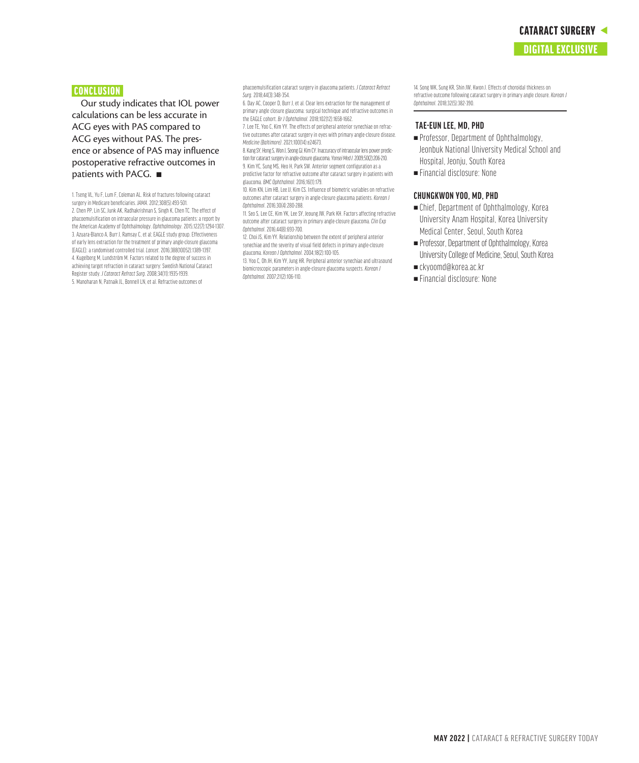## CONCLUSION

Our study indicates that IOL power calculations can be less accurate in ACG eyes with PAS compared to ACG eyes without PAS. The presence or absence of PAS may influence postoperative refractive outcomes in patients with PACG. ■

1. Tseng VL, Yu F, Lum F, Coleman AL. Risk of fractures following cataract surgery in Medicare beneficiaries. *JAMA*. 2012;308(5):493-501.
2. Chen PP, Lin SC, Junk AK, Radhakrishnan S, Singh K, Chen TC. The effect of phacoemulsification on intraocular pressure in glaucoma patients: a report by the American Academy of Ophthalmology. *Ophthalmology*. 2015;122(7):1294-1307.
3. Azuara-Blanco A, Burr J, Ramsay C, et al; EAGLE study group. Effectiveness of early lens extraction for the treatment of primary angle-closure glaucoma (EAGLE): a randomised controlled trial. *Lancet*. 2016;388(10052):1389-1397.
4. Kugelberg M, Lundström M. Factors related to the degree of success in achieving target refraction in cataract surgery: Swedish National Cataract Register study. *J Cataract Refract Surg*. 2008;34(11):1935-1939.
5. Manoharan N, Patnaik JL, Bonnell LN, et al. Refractive outcomes of phacoemulsification cataract surgery in glaucoma patients. *J Cataract Refract Surg*. 2018;44(3):348-354.
6. Day AC, Cooper D, Burr J, et al. Clear lens extraction for the management of primary angle closure glaucoma: surgical technique and refractive outcomes in the EAGLE cohort. *Br J Ophthalmol*. 2018;102(12):1658-1662.
7. Lee TE, Yoo C, Kim YY. The effects of peripheral anterior synechiae on refractive outcomes after cataract surgery in eyes with primary angle-closure disease. *Medicine (Baltimore)*. 2021;100(14):e24673.
8. Kang SY, Hong S, Won J, Seong GJ, Kim CY. Inaccuracy of intraocular lens power prediction for cataract surgery in angle-closure glaucoma. *Yonsei Med J*. 2009;50(2):206-210.
9. Kim YC, Sung MS, Heo H, Park SW. Anterior segment configuration as a predictive factor for refractive outcome after cataract surgery in patients with glaucoma. *BMC Ophthalmol*. 2016;16(1):179.
10. Kim KN, Lim HB, Lee JJ, Kim CS. Influence of biometric variables on refractive outcomes after cataract surgery in angle-closure glaucoma patients. *Korean J Ophthalmol*. 2016;30(4):280-288.
11. Seo S, Lee CE, Kim YK, Lee SY, Jeoung JW, Park KH. Factors affecting refractive outcome after cataract surgery in primary angle-closure glaucoma. *Clin Exp Ophthalmol*. 2016;44(8):693-700.
12. Choi JS, Kim YY. Relationship between the extent of peripheral anterior synechiae and the severity of visual field defects in primary angle-closure glaucoma. *Korean J Ophthalmol*. 2004;18(2):100-105.
13. Yoo C, Oh JH, Kim YY, Jung HR. Peripheral anterior synechiae and ultrasound biomicroscopic parameters in angle-closure glaucoma suspects. *Korean J Ophthalmol*. 2007;21(2):106-110.
14. Song WK, Sung KR, Shin JW, Kwon J. Effects of choroidal thickness on refractive outcome following cataract surgery in primary angle closure. *Korean J Ophthalmol*. 2018;32(5):382-390.

### TAE-EUN LEE, MD, PHD

- Professor, Department of Ophthalmology, Jeonbuk National University Medical School and Hospital, Jeonju, South Korea
- Financial disclosure: None

### CHUNGKWON YOO, MD, PHD

- Chief, Department of Ophthalmology, Korea University Anam Hospital, Korea University Medical Center, Seoul, South Korea
- Professor, Department of Ophthalmology, Korea University College of Medicine, Seoul, South Korea
- ckyoomd@korea.ac.kr
- Financial disclosure: None